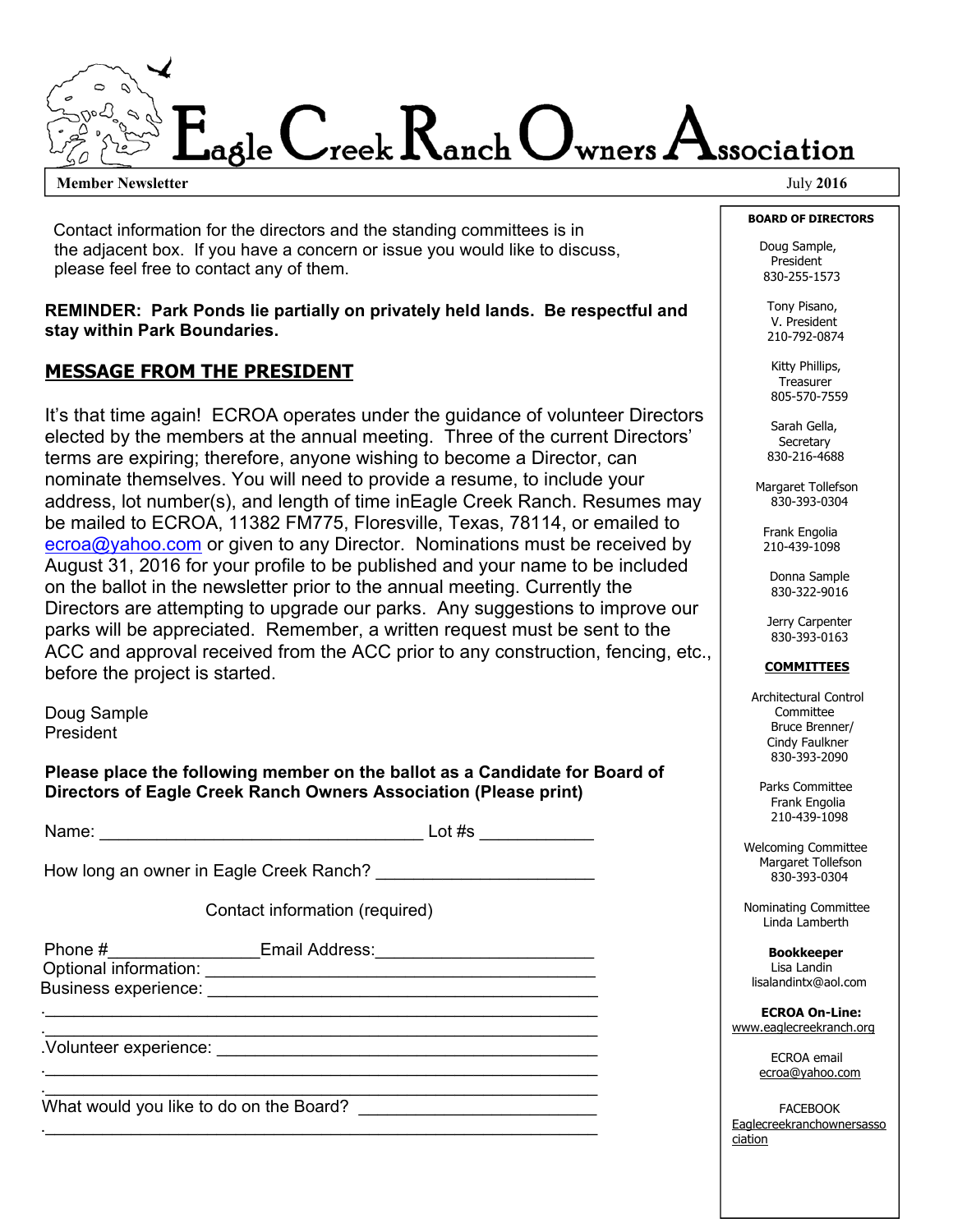# Eagle Creek Ranch Owners Association

**Member Newsletter** July **2016**

Contact information for the directors and the standing committees is in the adjacent box. If you have a concern or issue you would like to discuss, please feel free to contact any of them.

**REMINDER: Park Ponds lie partially on privately held lands. Be respectful and stay within Park Boundaries.**

## MESSAGE FROM THE PRESIDENT

It's that time again! ECROA operates under the guidance of volunteer Directors elected by the members at the annual meeting. Three of the current Directors' terms are expiring; therefore, anyone wishing to become a Director, can nominate themselves. You will need to provide a resume, to include your address, lot number(s), and length of time inEagle Creek Ranch. Resumes may be mailed to ECROA, 11382 FM775, Floresville, Texas, 78114, or emailed to ecroa@yahoo.com or given to any Director. Nominations must be received by August 31, 2016 for your profile to be published and your name to be included on the ballot in the newsletter prior to the annual meeting. Currently the Directors are attempting to upgrade our parks. Any suggestions to improve our parks will be appreciated. Remember, a written request must be sent to the ACC and approval received from the ACC prior to any construction, fencing, etc., before the project is started.

Doug Sample
President

**Please place the following member on the ballot as a Candidate for Board of Directors of Eagle Creek Ranch Owners Association (Please print)**

Name: __________________________________ Lot #s ____________

How long an owner in Eagle Creek Ranch? ______________________

Contact information (required)

Phone #________________Email Address:______________________
Optional information: ______________________________________
Business experience: _______________________________________
.____________________________________________________________
.____________________________________________________________
.Volunteer experience: ______________________________________
.____________________________________________________________
.____________________________________________________________
What would you like to do on the Board? _______________________
.____________________________________________________________

**BOARD OF DIRECTORS**

Doug Sample, President
830-255-1573

Tony Pisano, V. President
210-792-0874

Kitty Phillips, Treasurer
805-570-7559

Sarah Gella, Secretary
830-216-4688

Margaret Tollefson
830-393-0304

Frank Engolia
210-439-1098

Donna Sample
830-322-9016

Jerry Carpenter
830-393-0163

**COMMITTEES**

Architectural Control Committee
Bruce Brenner/ Cindy Faulkner
830-393-2090

Parks Committee
Frank Engolia
210-439-1098

Welcoming Committee
Margaret Tollefson
830-393-0304

Nominating Committee
Linda Lamberth

**Bookkeeper**
Lisa Landin
lisalandintx@aol.com

**ECROA On-Line:**
www.eaglecreekranch.org

ECROA email
ecroa@yahoo.com

FACEBOOK
Eaglecreekranchownersassociation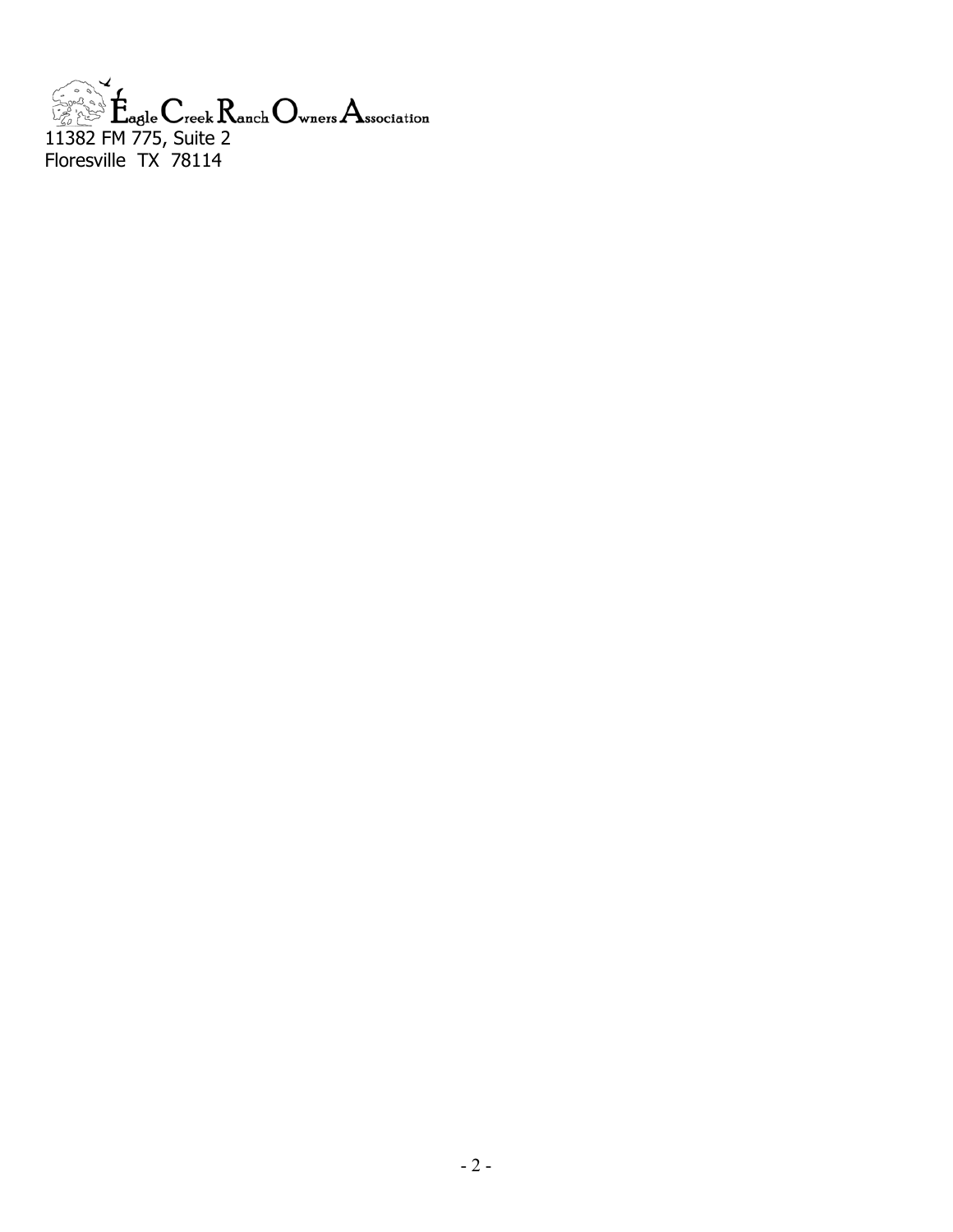Eagle Creek Ranch Owners Association

11382 FM 775, Suite 2
Floresville TX 78114